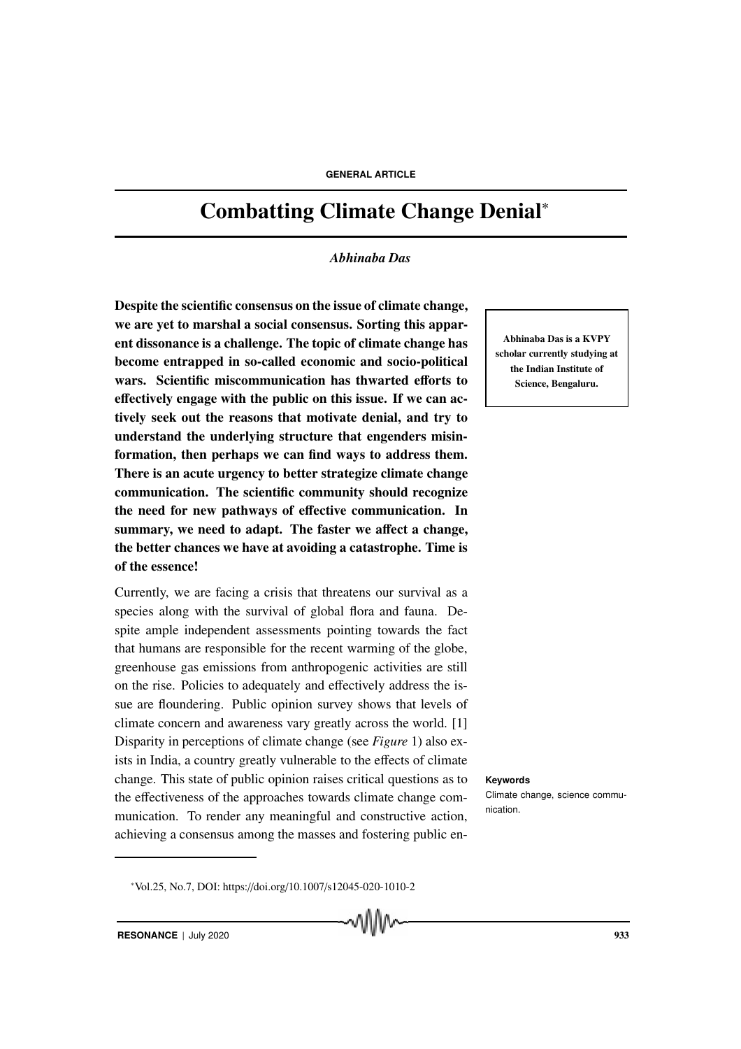# Combatting Climate Change Denial*

*Abhinaba Das*

**Despite the scientific consensus on the issue of climate change, we are yet to marshal a social consensus. Sorting this apparent dissonance is a challenge. The topic of climate change has become entrapped in so-called economic and socio-political wars. Scientific miscommunication has thwarted efforts to effectively engage with the public on this issue. If we can actively seek out the reasons that motivate denial, and try to understand the underlying structure that engenders misinformation, then perhaps we can find ways to address them. There is an acute urgency to better strategize climate change communication. The scientific community should recognize the need for new pathways of effective communication. In summary, we need to adapt. The faster we affect a change, the better chances we have at avoiding a catastrophe. Time is of the essence!**

**Abhinaba Das is a KVPY scholar currently studying at the Indian Institute of Science, Bengaluru.**

Currently, we are facing a crisis that threatens our survival as a species along with the survival of global flora and fauna. Despite ample independent assessments pointing towards the fact that humans are responsible for the recent warming of the globe, greenhouse gas emissions from anthropogenic activities are still on the rise. Policies to adequately and effectively address the issue are floundering. Public opinion survey shows that levels of climate concern and awareness vary greatly across the world. [1] Disparity in perceptions of climate change (see *Figure* 1) also exists in India, a country greatly vulnerable to the effects of climate change. This state of public opinion raises critical questions as to the effectiveness of the approaches towards climate change communication. To render any meaningful and constructive action, achieving a consensus among the masses and fostering public en-

**Keywords**

Climate change, science communication.

*Vol.25, No.7, DOI: https://doi.org/10.1007/s12045-020-1010-2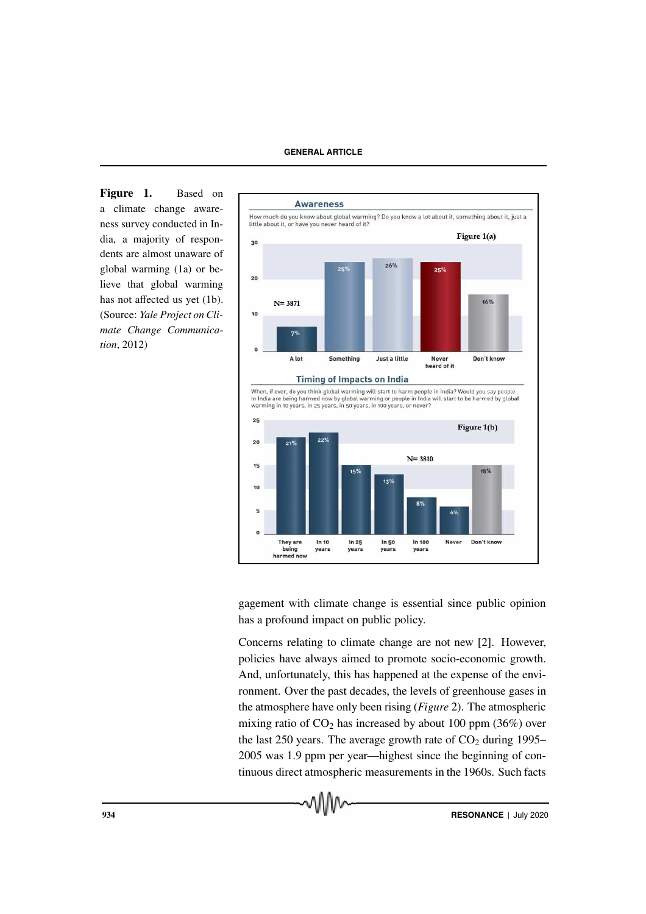**Figure 1.** Based on a climate change awareness survey conducted in India, a majority of respondents are almost unaware of global warming (1a) or believe that global warming has not affected us yet (1b). (Source: *Yale Project on Climate Change Communication*, 2012)

gagement with climate change is essential since public opinion has a profound impact on public policy.

Concerns relating to climate change are not new [2]. However, policies have always aimed to promote socio-economic growth. And, unfortunately, this has happened at the expense of the environment. Over the past decades, the levels of greenhouse gases in the atmosphere have only been rising (*Figure* 2). The atmospheric mixing ratio of $CO_2$ has increased by about 100 ppm (36%) over the last 250 years. The average growth rate of $CO_2$ during 1995–2005 was 1.9 ppm per year—highest since the beginning of continuous direct atmospheric measurements in the 1960s. Such facts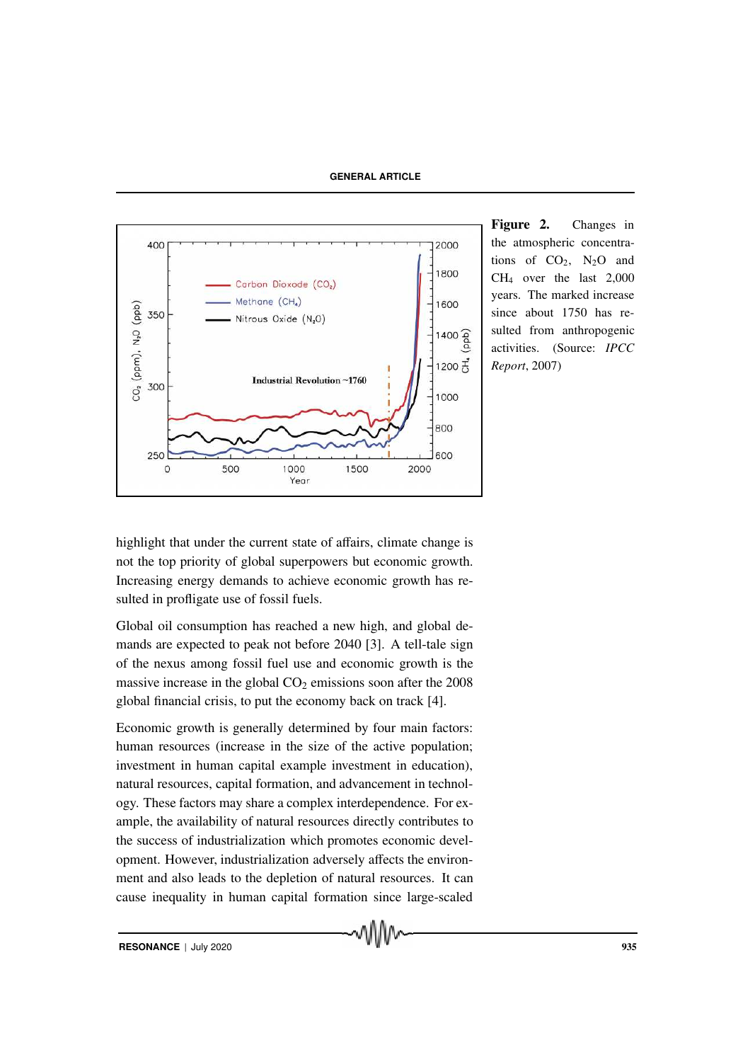**Figure 2.** Changes in the atmospheric concentrations of $CO_2$, $N_2O$ and $CH_4$ over the last 2,000 years. The marked increase since about 1750 has resulted from anthropogenic activities. (Source: *IPCC Report*, 2007)

highlight that under the current state of affairs, climate change is not the top priority of global superpowers but economic growth. Increasing energy demands to achieve economic growth has resulted in profligate use of fossil fuels.

Global oil consumption has reached a new high, and global demands are expected to peak not before 2040 [3]. A tell-tale sign of the nexus among fossil fuel use and economic growth is the massive increase in the global $CO_2$ emissions soon after the 2008 global financial crisis, to put the economy back on track [4].

Economic growth is generally determined by four main factors: human resources (increase in the size of the active population; investment in human capital example investment in education), natural resources, capital formation, and advancement in technology. These factors may share a complex interdependence. For example, the availability of natural resources directly contributes to the success of industrialization which promotes economic development. However, industrialization adversely affects the environment and also leads to the depletion of natural resources. It can cause inequality in human capital formation since large-scaled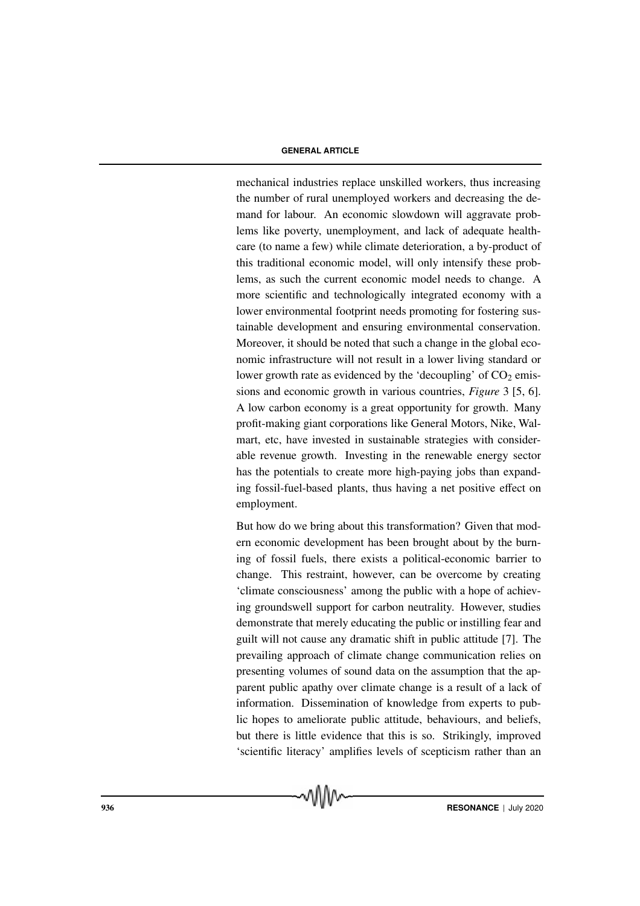mechanical industries replace unskilled workers, thus increasing the number of rural unemployed workers and decreasing the demand for labour. An economic slowdown will aggravate problems like poverty, unemployment, and lack of adequate healthcare (to name a few) while climate deterioration, a by-product of this traditional economic model, will only intensify these problems, as such the current economic model needs to change. A more scientific and technologically integrated economy with a lower environmental footprint needs promoting for fostering sustainable development and ensuring environmental conservation. Moreover, it should be noted that such a change in the global economic infrastructure will not result in a lower living standard or lower growth rate as evidenced by the 'decoupling' of $CO_2$ emissions and economic growth in various countries, *Figure* 3 [5, 6]. A low carbon economy is a great opportunity for growth. Many profit-making giant corporations like General Motors, Nike, Walmart, etc, have invested in sustainable strategies with considerable revenue growth. Investing in the renewable energy sector has the potentials to create more high-paying jobs than expanding fossil-fuel-based plants, thus having a net positive effect on employment.

But how do we bring about this transformation? Given that modern economic development has been brought about by the burning of fossil fuels, there exists a political-economic barrier to change. This restraint, however, can be overcome by creating 'climate consciousness' among the public with a hope of achieving groundswell support for carbon neutrality. However, studies demonstrate that merely educating the public or instilling fear and guilt will not cause any dramatic shift in public attitude [7]. The prevailing approach of climate change communication relies on presenting volumes of sound data on the assumption that the apparent public apathy over climate change is a result of a lack of information. Dissemination of knowledge from experts to public hopes to ameliorate public attitude, behaviours, and beliefs, but there is little evidence that this is so. Strikingly, improved 'scientific literacy' amplifies levels of scepticism rather than an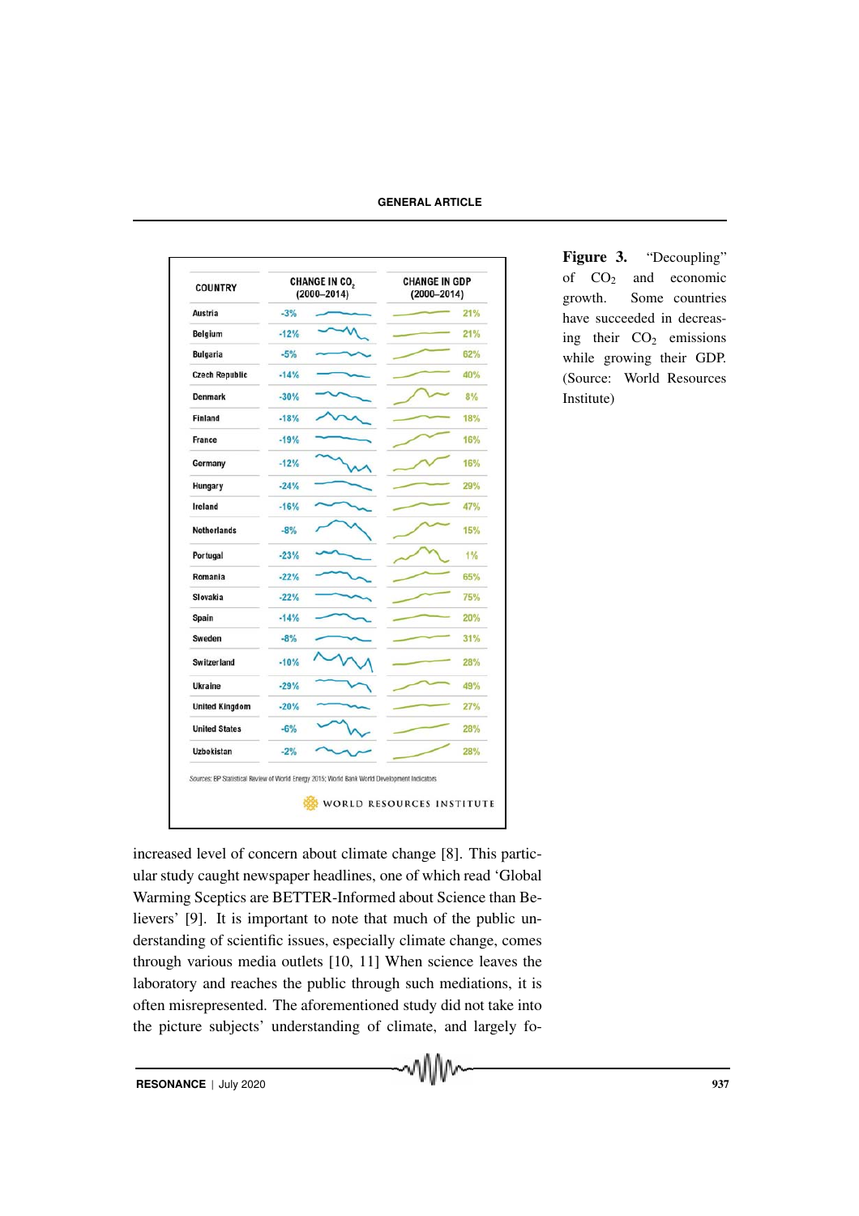| COUNTRY | CHANGE IN $CO_2$ (2000–2014) | CHANGE IN GDP (2000–2014) |
|---|---|---|
| Austria | -3% | 21% |
| Belgium | -12% | 21% |
| Bulgaria | -5% | 62% |
| Czech Republic | -14% | 40% |
| Denmark | -30% | 8% |
| Finland | -18% | 18% |
| France | -19% | 16% |
| Germany | -12% | 16% |
| Hungary | -24% | 29% |
| Ireland | -16% | 47% |
| Netherlands | -8% | 15% |
| Portugal | -23% | 1% |
| Romania | -22% | 65% |
| Slovakia | -22% | 75% |
| Spain | -14% | 20% |
| Sweden | -8% | 31% |
| Switzerland | -10% | 28% |
| Ukraine | -29% | 49% |
| United Kingdom | -20% | 27% |
| United States | -6% | 28% |
| Uzbekistan | -2% | 28% |

*Sources: BP Statistical Review of World Energy 2015; World Bank World Development Indicators*

WORLD RESOURCES INSTITUTE

**Figure 3.** "Decoupling" of $CO_2$ and economic growth. Some countries have succeeded in decreasing their $CO_2$ emissions while growing their GDP. (Source: World Resources Institute)

increased level of concern about climate change [8]. This particular study caught newspaper headlines, one of which read 'Global Warming Sceptics are BETTER-Informed about Science than Believers' [9]. It is important to note that much of the public understanding of scientific issues, especially climate change, comes through various media outlets [10, 11] When science leaves the laboratory and reaches the public through such mediations, it is often misrepresented. The aforementioned study did not take into the picture subjects' understanding of climate, and largely fo-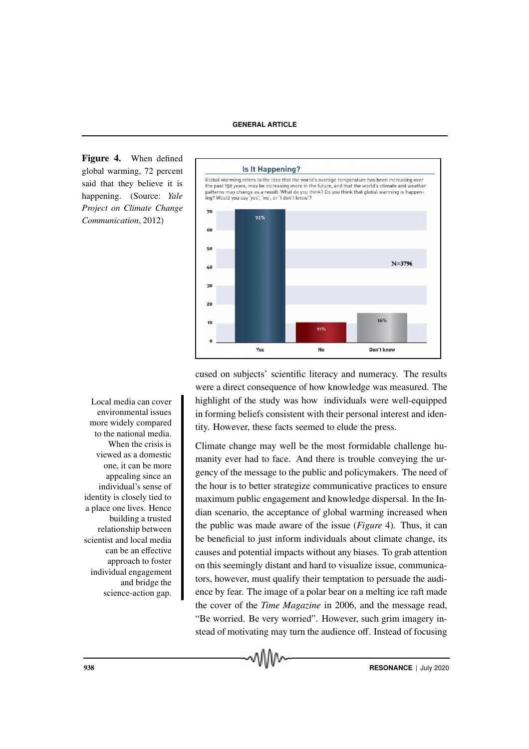**Figure 4.** When defined global warming, 72 percent said that they believe it is happening. (Source: *Yale Project on Climate Change Communication*, 2012)

cused on subjects' scientific literacy and numeracy. The results were a direct consequence of how knowledge was measured. The highlight of the study was how individuals were well-equipped in forming beliefs consistent with their personal interest and identity. However, these facts seemed to elude the press.

Local media can cover environmental issues more widely compared to the national media. When the crisis is viewed as a domestic one, it can be more appealing since an individual's sense of identity is closely tied to a place one lives. Hence building a trusted relationship between scientist and local media can be an effective approach to foster individual engagement and bridge the science-action gap.

Climate change may well be the most formidable challenge humanity ever had to face. And there is trouble conveying the urgency of the message to the public and policymakers. The need of the hour is to better strategize communicative practices to ensure maximum public engagement and knowledge dispersal. In the Indian scenario, the acceptance of global warming increased when the public was made aware of the issue (*Figure* 4). Thus, it can be beneficial to just inform individuals about climate change, its causes and potential impacts without any biases. To grab attention on this seemingly distant and hard to visualize issue, communicators, however, must qualify their temptation to persuade the audience by fear. The image of a polar bear on a melting ice raft made the cover of the *Time Magazine* in 2006, and the message read, "Be worried. Be very worried". However, such grim imagery instead of motivating may turn the audience off. Instead of focusing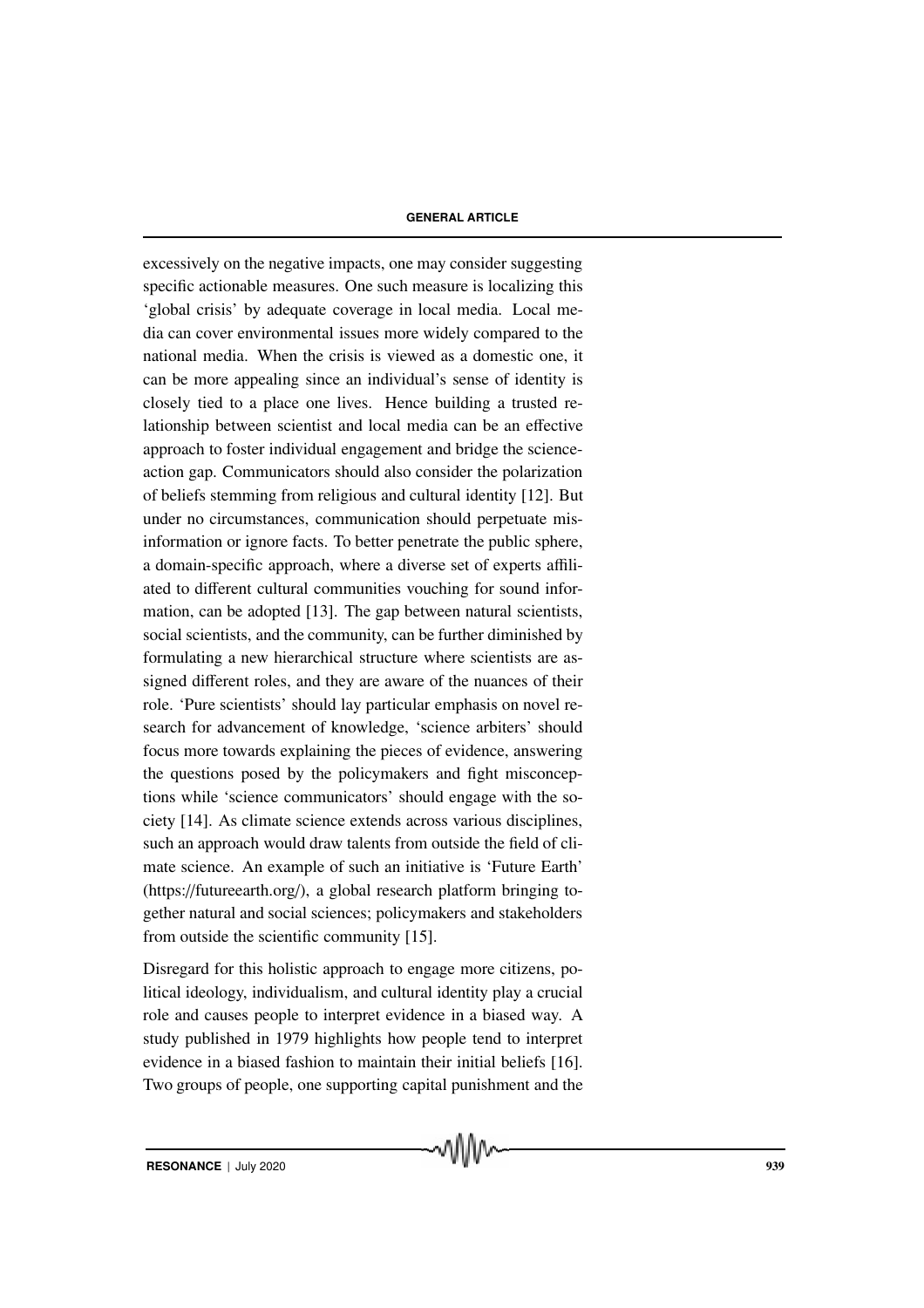excessively on the negative impacts, one may consider suggesting specific actionable measures. One such measure is localizing this 'global crisis' by adequate coverage in local media. Local media can cover environmental issues more widely compared to the national media. When the crisis is viewed as a domestic one, it can be more appealing since an individual's sense of identity is closely tied to a place one lives. Hence building a trusted relationship between scientist and local media can be an effective approach to foster individual engagement and bridge the science-action gap. Communicators should also consider the polarization of beliefs stemming from religious and cultural identity [12]. But under no circumstances, communication should perpetuate misinformation or ignore facts. To better penetrate the public sphere, a domain-specific approach, where a diverse set of experts affiliated to different cultural communities vouching for sound information, can be adopted [13]. The gap between natural scientists, social scientists, and the community, can be further diminished by formulating a new hierarchical structure where scientists are assigned different roles, and they are aware of the nuances of their role. 'Pure scientists' should lay particular emphasis on novel research for advancement of knowledge, 'science arbiters' should focus more towards explaining the pieces of evidence, answering the questions posed by the policymakers and fight misconceptions while 'science communicators' should engage with the society [14]. As climate science extends across various disciplines, such an approach would draw talents from outside the field of climate science. An example of such an initiative is 'Future Earth' (https://futureearth.org/), a global research platform bringing together natural and social sciences; policymakers and stakeholders from outside the scientific community [15].

Disregard for this holistic approach to engage more citizens, political ideology, individualism, and cultural identity play a crucial role and causes people to interpret evidence in a biased way. A study published in 1979 highlights how people tend to interpret evidence in a biased fashion to maintain their initial beliefs [16]. Two groups of people, one supporting capital punishment and the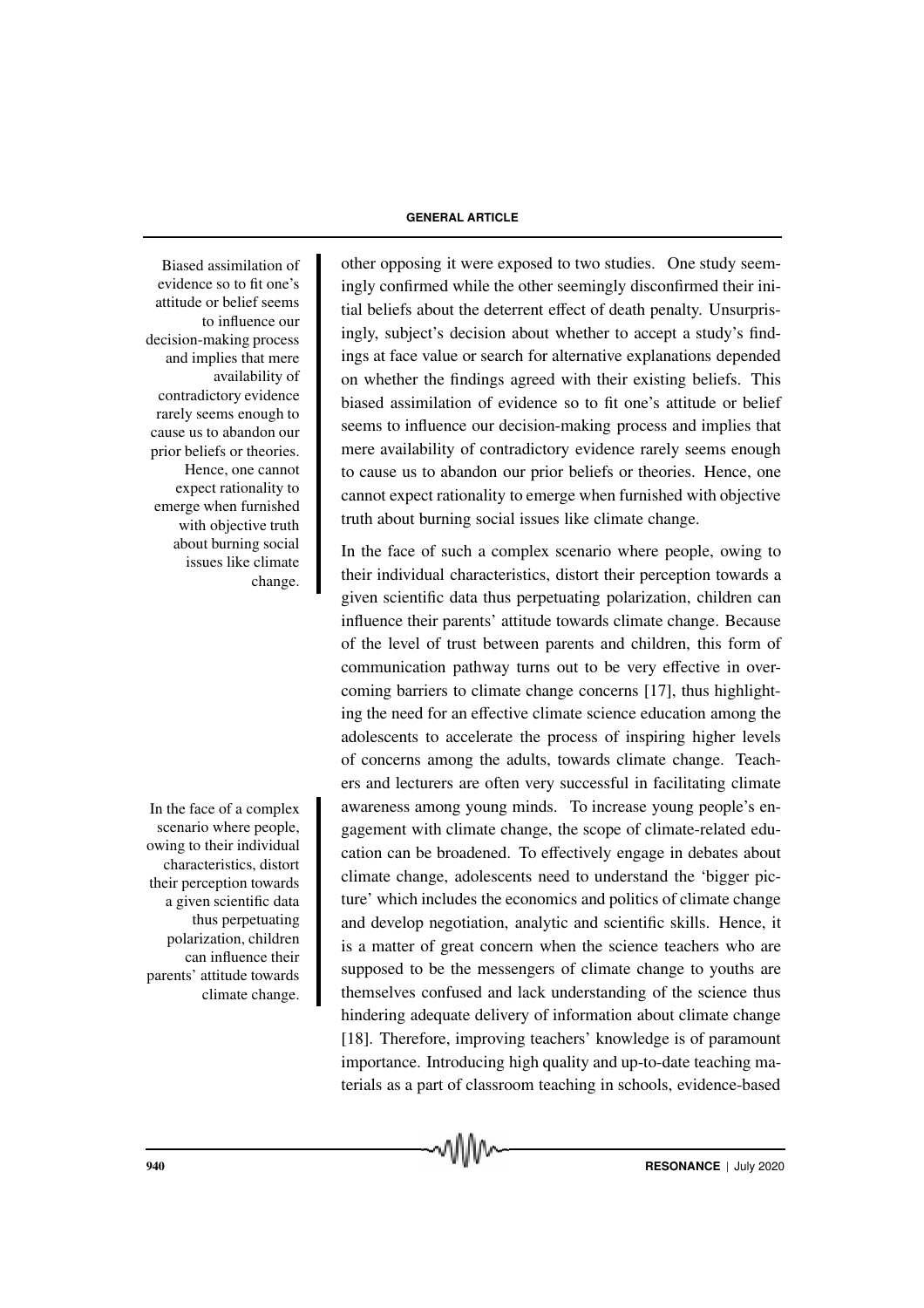Biased assimilation of evidence so to fit one's attitude or belief seems to influence our decision-making process and implies that mere availability of contradictory evidence rarely seems enough to cause us to abandon our prior beliefs or theories. Hence, one cannot expect rationality to emerge when furnished with objective truth about burning social issues like climate change.

other opposing it were exposed to two studies. One study seemingly confirmed while the other seemingly disconfirmed their initial beliefs about the deterrent effect of death penalty. Unsurprisingly, subject's decision about whether to accept a study's findings at face value or search for alternative explanations depended on whether the findings agreed with their existing beliefs. This biased assimilation of evidence so to fit one's attitude or belief seems to influence our decision-making process and implies that mere availability of contradictory evidence rarely seems enough to cause us to abandon our prior beliefs or theories. Hence, one cannot expect rationality to emerge when furnished with objective truth about burning social issues like climate change.

In the face of a complex scenario where people, owing to their individual characteristics, distort their perception towards a given scientific data thus perpetuating polarization, children can influence their parents' attitude towards climate change.

In the face of such a complex scenario where people, owing to their individual characteristics, distort their perception towards a given scientific data thus perpetuating polarization, children can influence their parents' attitude towards climate change. Because of the level of trust between parents and children, this form of communication pathway turns out to be very effective in overcoming barriers to climate change concerns [17], thus highlighting the need for an effective climate science education among the adolescents to accelerate the process of inspiring higher levels of concerns among the adults, towards climate change. Teachers and lecturers are often very successful in facilitating climate awareness among young minds. To increase young people's engagement with climate change, the scope of climate-related education can be broadened. To effectively engage in debates about climate change, adolescents need to understand the 'bigger picture' which includes the economics and politics of climate change and develop negotiation, analytic and scientific skills. Hence, it is a matter of great concern when the science teachers who are supposed to be the messengers of climate change to youths are themselves confused and lack understanding of the science thus hindering adequate delivery of information about climate change [18]. Therefore, improving teachers' knowledge is of paramount importance. Introducing high quality and up-to-date teaching materials as a part of classroom teaching in schools, evidence-based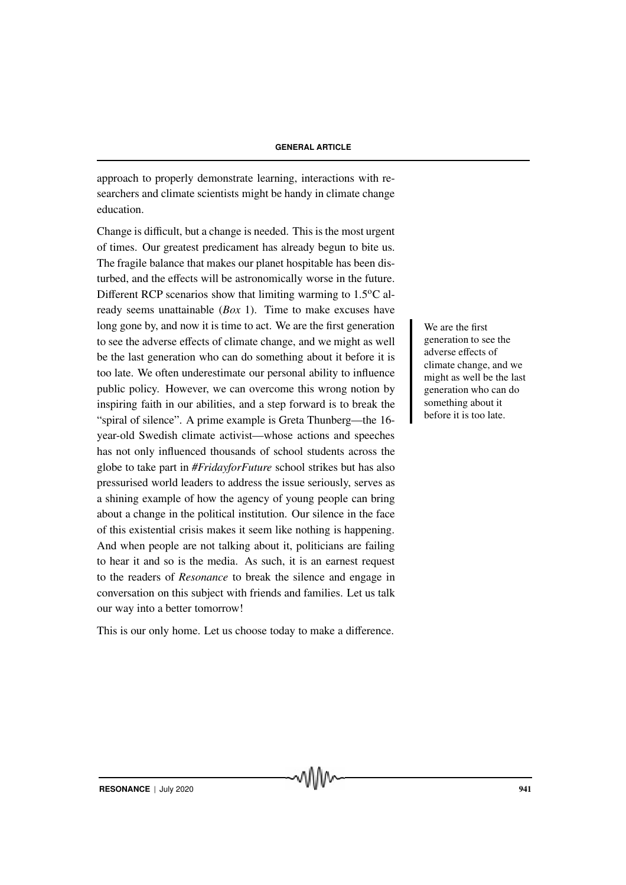approach to properly demonstrate learning, interactions with researchers and climate scientists might be handy in climate change education.

Change is difficult, but a change is needed. This is the most urgent of times. Our greatest predicament has already begun to bite us. The fragile balance that makes our planet hospitable has been disturbed, and the effects will be astronomically worse in the future. Different RCP scenarios show that limiting warming to 1.5$^{o}$C already seems unattainable (*Box* 1). Time to make excuses have long gone by, and now it is time to act. We are the first generation to see the adverse effects of climate change, and we might as well be the last generation who can do something about it before it is too late. We often underestimate our personal ability to influence public policy. However, we can overcome this wrong notion by inspiring faith in our abilities, and a step forward is to break the "spiral of silence". A prime example is Greta Thunberg—the 16-year-old Swedish climate activist—whose actions and speeches has not only influenced thousands of school students across the globe to take part in *#FridayforFuture* school strikes but has also pressurised world leaders to address the issue seriously, serves as a shining example of how the agency of young people can bring about a change in the political institution. Our silence in the face of this existential crisis makes it seem like nothing is happening. And when people are not talking about it, politicians are failing to hear it and so is the media. As such, it is an earnest request to the readers of *Resonance* to break the silence and engage in conversation on this subject with friends and families. Let us talk our way into a better tomorrow!

> We are the first generation to see the adverse effects of climate change, and we might as well be the last generation who can do something about it before it is too late.

This is our only home. Let us choose today to make a difference.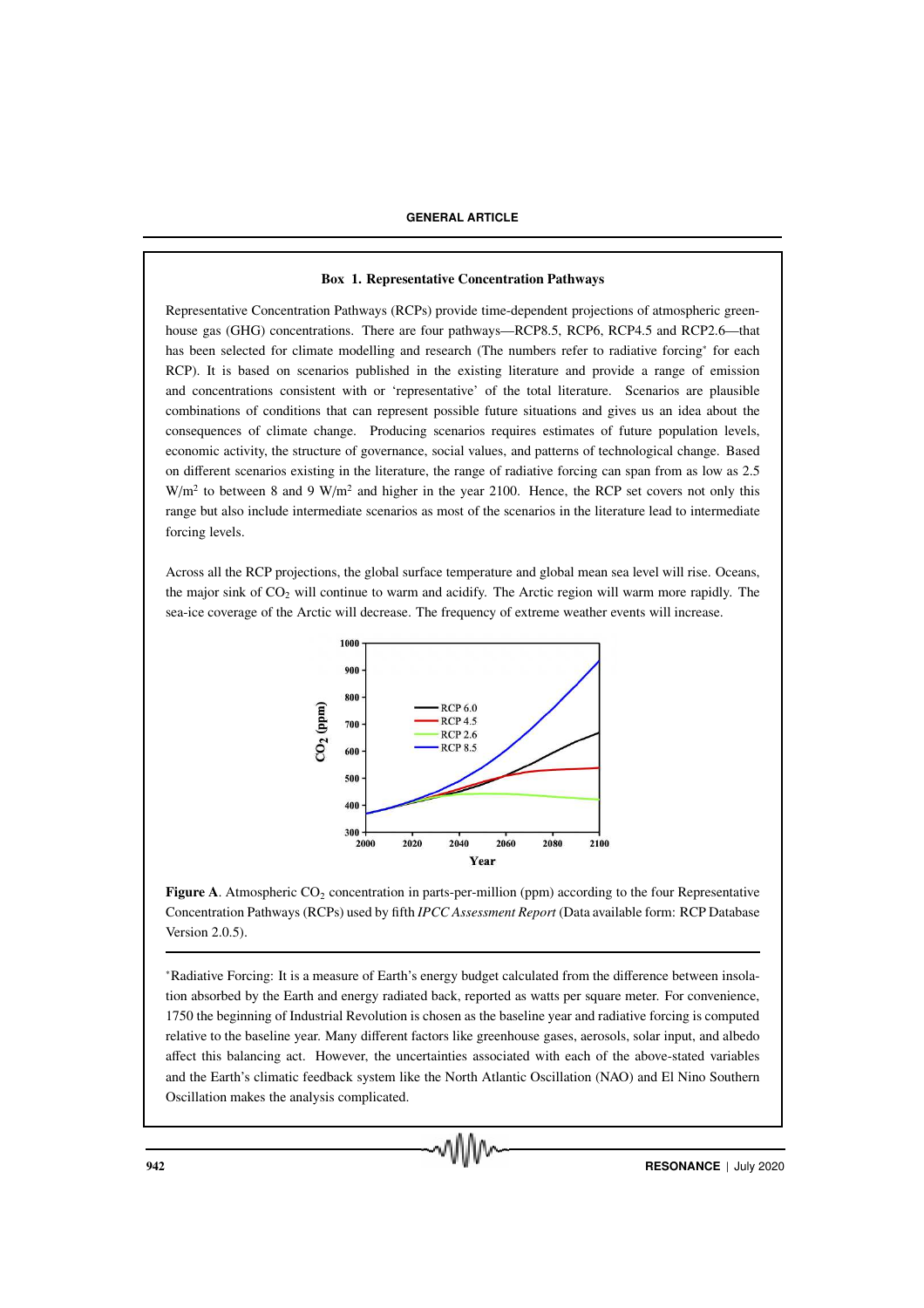### Box 1. Representative Concentration Pathways

Representative Concentration Pathways (RCPs) provide time-dependent projections of atmospheric greenhouse gas (GHG) concentrations. There are four pathways—RCP8.5, RCP6, RCP4.5 and RCP2.6—that has been selected for climate modelling and research (The numbers refer to radiative forcing* for each RCP). It is based on scenarios published in the existing literature and provide a range of emission and concentrations consistent with or 'representative' of the total literature. Scenarios are plausible combinations of conditions that can represent possible future situations and gives us an idea about the consequences of climate change. Producing scenarios requires estimates of future population levels, economic activity, the structure of governance, social values, and patterns of technological change. Based on different scenarios existing in the literature, the range of radiative forcing can span from as low as 2.5 $W/m^2$ to between 8 and 9 $W/m^2$ and higher in the year 2100. Hence, the RCP set covers not only this range but also include intermediate scenarios as most of the scenarios in the literature lead to intermediate forcing levels.

Across all the RCP projections, the global surface temperature and global mean sea level will rise. Oceans, the major sink of $CO_2$ will continue to warm and acidify. The Arctic region will warm more rapidly. The sea-ice coverage of the Arctic will decrease. The frequency of extreme weather events will increase.

**Figure A**. Atmospheric $CO_2$ concentration in parts-per-million (ppm) according to the four Representative Concentration Pathways (RCPs) used by fifth *IPCC Assessment Report* (Data available form: RCP Database Version 2.0.5).

*Radiative Forcing: It is a measure of Earth's energy budget calculated from the difference between insolation absorbed by the Earth and energy radiated back, reported as watts per square meter. For convenience, 1750 the beginning of Industrial Revolution is chosen as the baseline year and radiative forcing is computed relative to the baseline year. Many different factors like greenhouse gases, aerosols, solar input, and albedo affect this balancing act. However, the uncertainties associated with each of the above-stated variables and the Earth's climatic feedback system like the North Atlantic Oscillation (NAO) and El Nino Southern Oscillation makes the analysis complicated.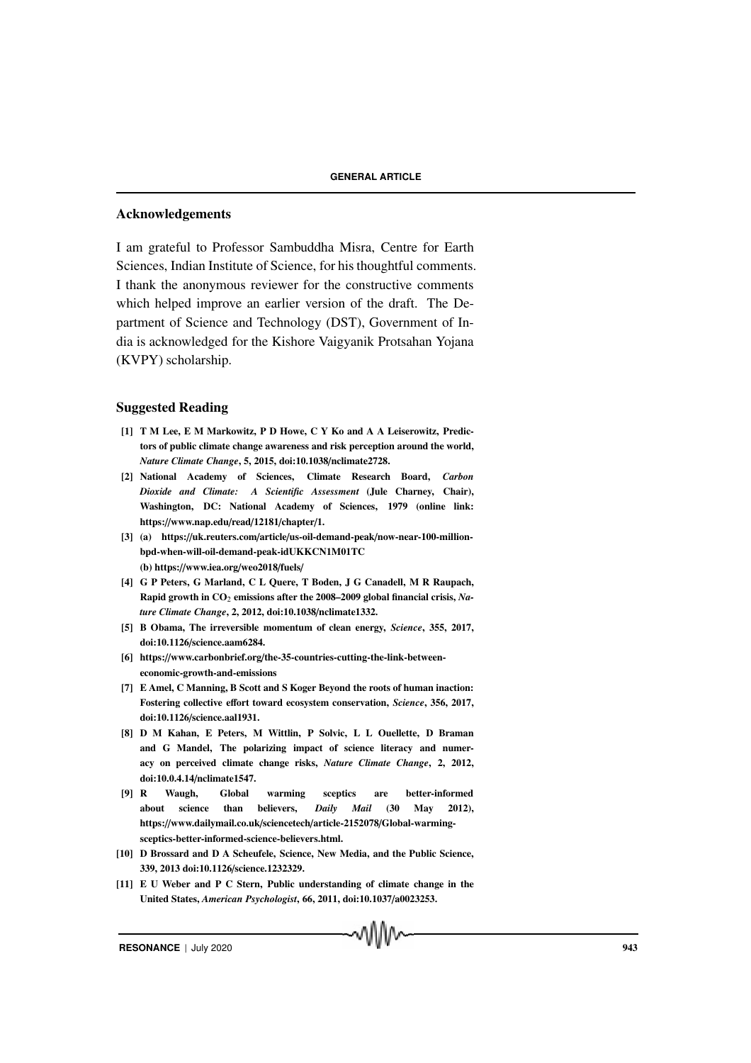## Acknowledgements

I am grateful to Professor Sambuddha Misra, Centre for Earth Sciences, Indian Institute of Science, for his thoughtful comments. I thank the anonymous reviewer for the constructive comments which helped improve an earlier version of the draft. The Department of Science and Technology (DST), Government of India is acknowledged for the Kishore Vaigyanik Protsahan Yojana (KVPY) scholarship.

## Suggested Reading

**[1] T M Lee, E M Markowitz, P D Howe, C Y Ko and A A Leiserowitz, Predictors of public climate change awareness and risk perception around the world, *Nature Climate Change*, 5, 2015, doi:10.1038/nclimate2728.**

**[2] National Academy of Sciences, Climate Research Board, *Carbon Dioxide and Climate: A Scientific Assessment* (Jule Charney, Chair), Washington, DC: National Academy of Sciences, 1979 (online link: https://www.nap.edu/read/12181/chapter/1.**

**[3] (a) https://uk.reuters.com/article/us-oil-demand-peak/now-near-100-million-bpd-when-will-oil-demand-peak-idUKKCN1M01TC**
**(b) https://www.iea.org/weo2018/fuels/**

**[4] G P Peters, G Marland, C L Quere, T Boden, J G Canadell, M R Raupach, Rapid growth in $CO_2$ emissions after the 2008–2009 global financial crisis, *Nature Climate Change*, 2, 2012, doi:10.1038/nclimate1332.**

**[5] B Obama, The irreversible momentum of clean energy, *Science*, 355, 2017, doi:10.1126/science.aam6284.**

**[6] https://www.carbonbrief.org/the-35-countries-cutting-the-link-between-economic-growth-and-emissions**

**[7] E Amel, C Manning, B Scott and S Koger Beyond the roots of human inaction: Fostering collective effort toward ecosystem conservation, *Science*, 356, 2017, doi:10.1126/science.aal1931.**

**[8] D M Kahan, E Peters, M Wittlin, P Solvic, L L Ouellette, D Braman and G Mandel, The polarizing impact of science literacy and numeracy on perceived climate change risks, *Nature Climate Change*, 2, 2012, doi:10.0.4.14/nclimate1547.**

**[9] R Waugh, Global warming sceptics are better-informed about science than believers, *Daily Mail* (30 May 2012), https://www.dailymail.co.uk/sciencetech/article-2152078/Global-warming-sceptics-better-informed-science-believers.html.**

**[10] D Brossard and D A Scheufele, Science, New Media, and the Public Science, 339, 2013 doi:10.1126/science.1232329.**

**[11] E U Weber and P C Stern, Public understanding of climate change in the United States, *American Psychologist*, 66, 2011, doi:10.1037/a0023253.**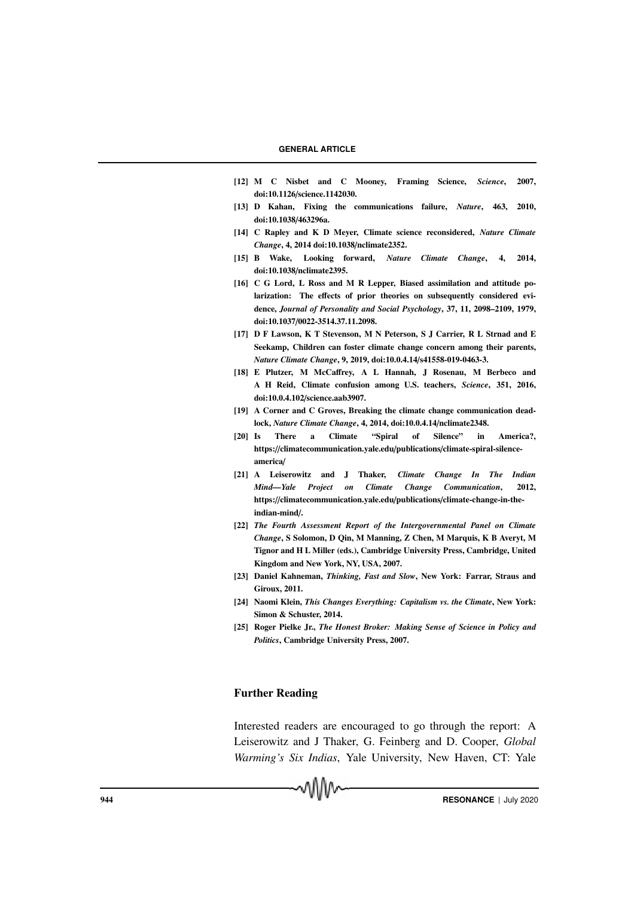[12] **M C Nisbet and C Mooney, Framing Science, *Science*, 2007, doi:10.1126/science.1142030.**

[13] **D Kahan, Fixing the communications failure, *Nature*, 463, 2010, doi:10.1038/463296a.**

[14] **C Rapley and K D Meyer, Climate science reconsidered, *Nature Climate Change*, 4, 2014 doi:10.1038/nclimate2352.**

[15] **B Wake, Looking forward, *Nature Climate Change*, 4, 2014, doi:10.1038/nclimate2395.**

[16] **C G Lord, L Ross and M R Lepper, Biased assimilation and attitude polarization: The effects of prior theories on subsequently considered evidence, *Journal of Personality and Social Psychology*, 37, 11, 2098–2109, 1979, doi:10.1037/0022-3514.37.11.2098.**

[17] **D F Lawson, K T Stevenson, M N Peterson, S J Carrier, R L Strnad and E Seekamp, Children can foster climate change concern among their parents, *Nature Climate Change*, 9, 2019, doi:10.0.4.14/s41558-019-0463-3.**

[18] **E Plutzer, M McCaffrey, A L Hannah, J Rosenau, M Berbeco and A H Reid, Climate confusion among U.S. teachers, *Science*, 351, 2016, doi:10.0.4.102/science.aab3907.**

[19] **A Corner and C Groves, Breaking the climate change communication deadlock, *Nature Climate Change*, 4, 2014, doi:10.0.4.14/nclimate2348.**

[20] **Is There a Climate "Spiral of Silence" in America?, https://climatecommunication.yale.edu/publications/climate-spiral-silence-america/**

[21] **A Leiserowitz and J Thaker, *Climate Change In The Indian Mind—Yale Project on Climate Change Communication*, 2012, https://climatecommunication.yale.edu/publications/climate-change-in-the-indian-mind/.**

[22] ***The Fourth Assessment Report of the Intergovernmental Panel on Climate Change*, S Solomon, D Qin, M Manning, Z Chen, M Marquis, K B Averyt, M Tignor and H L Miller (eds.), Cambridge University Press, Cambridge, United Kingdom and New York, NY, USA, 2007.**

[23] **Daniel Kahneman, *Thinking, Fast and Slow*, New York: Farrar, Straus and Giroux, 2011.**

[24] **Naomi Klein, *This Changes Everything: Capitalism vs. the Climate*, New York: Simon & Schuster, 2014.**

[25] **Roger Pielke Jr., *The Honest Broker: Making Sense of Science in Policy and Politics*, Cambridge University Press, 2007.**

## Further Reading

Interested readers are encouraged to go through the report: A Leiserowitz and J Thaker, G. Feinberg and D. Cooper, *Global Warming's Six Indias*, Yale University, New Haven, CT: Yale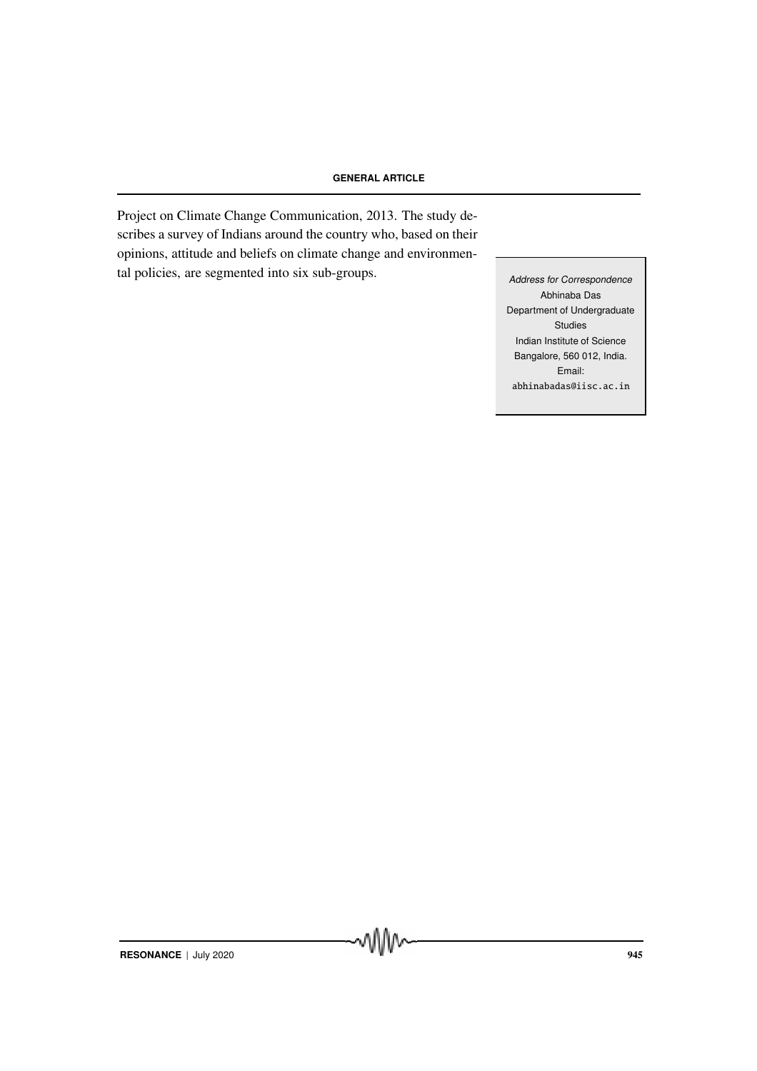Project on Climate Change Communication, 2013. The study describes a survey of Indians around the country who, based on their opinions, attitude and beliefs on climate change and environmental policies, are segmented into six sub-groups.

*Address for Correspondence*
Abhinaba Das
Department of Undergraduate Studies
Indian Institute of Science
Bangalore, 560 012, India.
Email:
abhinabadas@iisc.ac.in